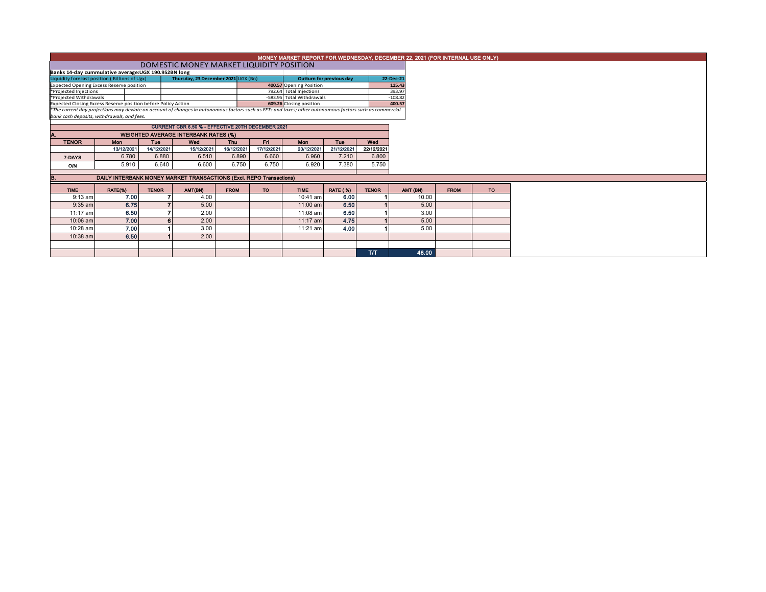# MONEY MARKET REPORT FOR WEDNESDAY, DECEMBER 22, 2021 (FOR INTERNAL USE ONLY)

## DOMESTIC MONEY MARKET LIQUIDITY POSITION

**Banks 14-day cummulative average:UGX 190.952BN long**

| Liquidity forecast position ( Billions of Ugx) | Thursday, 23 December 2021 | UGX (Bn) | Outturn for previous day | 22-Dec-21 |
|---|---|---|---|---|
| Expected Opening Excess Reserve position | | 400.57 | Opening Position | 115.43 |
| *Projected Injections | | 792.64 | Total Injections | 393.97 |
| *Projected Withdrawals | | -583.95 | Total Withdrawals | -108.82 |
| Expected Closing Excess Reserve position before Policy Action | | 609.26 | Closing position | 400.57 |

*\*The current day projections may deviate on account of changes in autonomous factors such as EFTs and taxes; other autonomous factors such as commercial bank cash deposits, withdrawals, and fees.*

### CURRENT CBR 6.50 % - EFFECTIVE 20TH DECEMBER 2021

### A. WEIGHTED AVERAGE INTERBANK RATES (%)

| TENOR | Mon | Tue | Wed | Thu | Fri | Mon | Tue | Wed |
|---|---|---|---|---|---|---|---|---|
| | 13/12/2021 | 14/12/2021 | 15/12/2021 | 16/12/2021 | 17/12/2021 | 20/12/2021 | 21/12/2021 | 22/12/2021 |
| 7-DAYS | 6.780 | 6.880 | 6.510 | 6.890 | 6.660 | 6.960 | 7.210 | 6.800 |
| O/N | 5.910 | 6.640 | 6.600 | 6.750 | 6.750 | 6.920 | 7.380 | 5.750 |

### B. DAILY INTERBANK MONEY MARKET TRANSACTIONS (Excl. REPO Transactions)

| TIME | RATE(%) | TENOR | AMT(BN) | FROM | TO | TIME | RATE (%) | TENOR | AMT (BN) | FROM | TO |
|---|---|---|---|---|---|---|---|---|---|---|---|
| 9:13 am | 7.00 | 7 | 4.00 | | | 10:41 am | 6.00 | 1 | 10.00 | | |
| 9:35 am | 6.75 | 7 | 5.00 | | | 11:00 am | 6.50 | 1 | 5.00 | | |
| 11:17 am | 6.50 | 7 | 2.00 | | | 11:08 am | 6.50 | 1 | 3.00 | | |
| 10:06 am | 7.00 | 6 | 2.00 | | | 11:17 am | 4.75 | 1 | 5.00 | | |
| 10:28 am | 7.00 | 1 | 3.00 | | | 11:21 am | 4.00 | 1 | 5.00 | | |
| 10:38 am | 6.50 | 1 | 2.00 | | | | | | | | |
| | | | | | | | | T/T | 46.00 | | |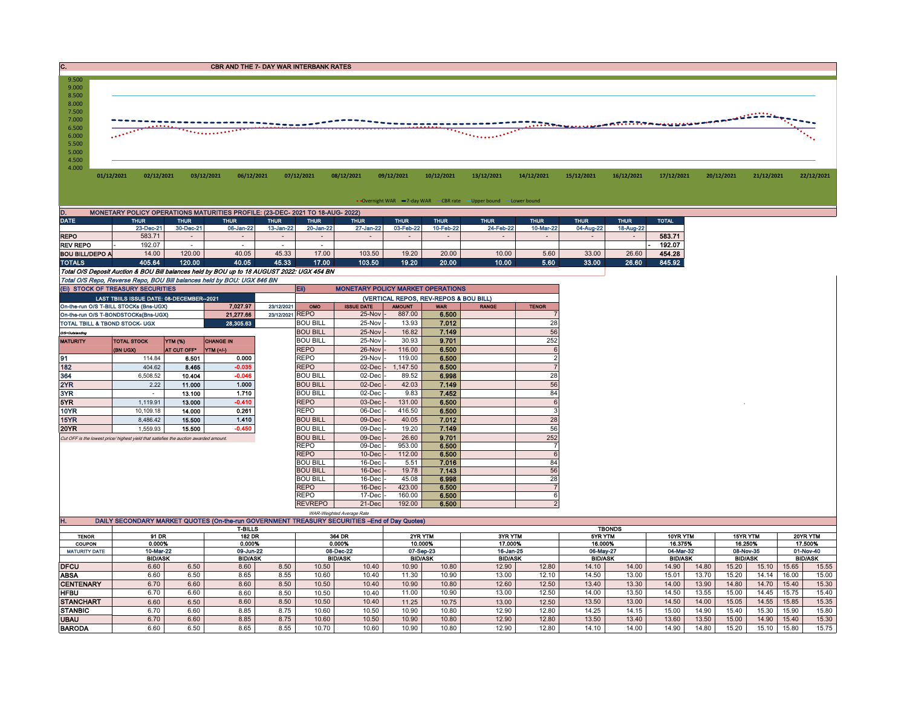## C. CBR AND THE 7- DAY WAR INTERBANK RATES

9.500
9.000
8.500
8.000
7.500
7.000
6.500
6.000
5.500
5.000
4.500
4.000

01/12/2021 02/12/2021 03/12/2021 06/12/2021 07/12/2021 08/12/2021 09/12/2021 10/12/2021 13/12/2021 14/12/2021 15/12/2021 16/12/2021 17/12/2021 20/12/2021 21/12/2021 22/12/2021

Overnight WAR — 7-day WAR — CBR rate — Upper bound — Lower bound

## D. MONETARY POLICY OPERATIONS MATURITIES PROFILE: (23-DEC- 2021 TO 18-AUG- 2022)

| DATE | THUR | THUR | THUR | THUR | THUR | THUR | THUR | THUR | THUR | THUR | THUR | THUR | TOTAL |
|---|---|---|---|---|---|---|---|---|---|---|---|---|---|
| | 23-Dec-21 | 30-Dec-21 | 06-Jan-22 | 13-Jan-22 | 20-Jan-22 | 27-Jan-22 | 03-Feb-22 | 10-Feb-22 | 24-Feb-22 | 10-Mar-22 | 04-Aug-22 | 18-Aug-22 | |
| REPO | 583.71 | - | - | - | - | - | - | - | - | - | - | - | 583.71 |
| REV REPO | 192.07 | - | - | - | - | | | | | | | | 192.07 |
| BOU BILL/DEPO A | 14.00 | 120.00 | 40.05 | 45.33 | 17.00 | 103.50 | 19.20 | 20.00 | 10.00 | 5.60 | 33.00 | 26.60 | 454.28 |
| TOTALS | 405.64 | 120.00 | 40.05 | 45.33 | 17.00 | 103.50 | 19.20 | 20.00 | 10.00 | 5.60 | 33.00 | 26.60 | 845.92 |

*Total O/S Deposit Auction & BOU Bill balances held by BOU up to 18 AUGUST 2022: UGX 454 BN*

*Total O/S Repo, Reverse Repo, BOU Bill balances held by BOU: UGX 846 BN*

## (Ei) STOCK OF TREASURY SECURITIES

| LAST TBIILS ISSUE DATE: 08-DECEMBER--2021 | | |
|---|---|---|
| On-the-run O/S T-BILL STOCKs (Bns-UGX) | 7,027.97 | 23/12/2021 |
| On-the-run O/S T-BONDSTOCKs(Bns-UGX) | 21,277.66 | 23/12/2021 |
| TOTAL TBILL & TBOND STOCK- UGX | 28,305.63 | |

*O/S=Outstanding*

| MATURITY | TOTAL STOCK (BN UGX) | YTM (%) AT CUT OFF* | CHANGE IN YTM (+/-) |
|---|---|---|---|
| 91 | 114.84 | 6.501 | 0.000 |
| 182 | 404.62 | 8.465 | -0.035 |
| 364 | 6,508.52 | 10.404 | -0.046 |
| 2YR | 2.22 | 11.000 | 1.000 |
| 3YR | - | 13.100 | 1.710 |
| 5YR | 1,119.91 | 13.000 | -0.410 |
| 10YR | 10,109.18 | 14.000 | 0.261 |
| 15YR | 8,486.42 | 15.500 | 1.410 |
| 20YR | 1,559.93 | 15.500 | -0.450 |

*Cut OFF is the lowest price/ highest yield that satisfies the auction awarded amount.*

## Eii) MONETARY POLICY MARKET OPERATIONS

(VERTICAL REPOS, REV-REPOS & BOU BILL)

| OMO | ISSUE DATE | AMOUNT | WAR | RANGE | TENOR |
|---|---|---|---|---|---|
| REPO | 25-Nov - | 887.00 | 6.500 | | 7 |
| BOU BILL | 25-Nov - | 13.93 | 7.012 | | 28 |
| BOU BILL | 25-Nov - | 16.82 | 7.149 | | 56 |
| BOU BILL | 25-Nov - | 30.93 | 9.701 | | 252 |
| REPO | 26-Nov - | 116.00 | 6.500 | | 6 |
| REPO | 29-Nov - | 119.00 | 6.500 | | 2 |
| REPO | 02-Dec - | 1,147.50 | 6.500 | | 7 |
| BOU BILL | 02-Dec - | 89.52 | 6.998 | | 28 |
| BOU BILL | 02-Dec - | 42.03 | 7.149 | | 56 |
| BOU BILL | 02-Dec - | 9.83 | 7.452 | | 84 |
| REPO | 03-Dec - | 131.00 | 6.500 | | 6 |
| REPO | 06-Dec - | 416.50 | 6.500 | | 3 |
| BOU BILL | 09-Dec - | 40.05 | 7.012 | | 28 |
| BOU BILL | 09-Dec - | 19.20 | 7.149 | | 56 |
| BOU BILL | 09-Dec - | 26.60 | 9.701 | | 252 |
| REPO | 09-Dec - | 953.00 | 6.500 | | 7 |
| REPO | 10-Dec - | 112.00 | 6.500 | | 6 |
| BOU BILL | 16-Dec - | 5.51 | 7.016 | | 84 |
| BOU BILL | 16-Dec - | 19.78 | 7.143 | | 56 |
| BOU BILL | 16-Dec - | 45.08 | 6.998 | | 28 |
| REPO | 16-Dec - | 423.00 | 6.500 | | 7 |
| REPO | 17-Dec - | 160.00 | 6.500 | | 6 |
| REVREPO | 21-Dec | 192.00 | 6.500 | | 2 |

*WAR-Weighted Average Rate*

## H. DAILY SECONDARY MARKET QUOTES (On-the-run GOVERNMENT TREASURY SECURITIES –End of Day Quotes)

| | T-BILLS | | | | | | TBONDS | | | | | | | | | | | |
|---|---|---|---|---|---|---|---|---|---|---|---|---|---|---|---|---|---|---|
| TENOR | 91 DR | | 182 DR | | 364 DR | | 2YR YTM | | 3YR YTM | | 5YR YTM | | 10YR YTM | | 15YR YTM | | 20YR YTM | |
| COUPON | 0.000% | | 0.000% | | 0.000% | | 10.000% | | 17.000% | | 16.000% | | 16.375% | | 16.250% | | 17.500% | |
| MATURITY DATE | 10-Mar-22 | | 09-Jun-22 | | 08-Dec-22 | | 07-Sep-23 | | 16-Jan-25 | | 06-May-27 | | 04-Mar-32 | | 08-Nov-35 | | 01-Nov-40 | |
| | BID/ASK | | BID/ASK | | BID/ASK | | BID/ASK | | BID/ASK | | BID/ASK | | BID/ASK | | BID/ASK | | BID/ASK | |
| DFCU | 6.60 | 6.50 | 8.60 | 8.50 | 10.50 | 10.40 | 10.90 | 10.80 | 12.90 | 12.80 | 14.10 | 14.00 | 14.90 | 14.80 | 15.20 | 15.10 | 15.65 | 15.55 |
| ABSA | 6.60 | 6.50 | 8.65 | 8.55 | 10.60 | 10.40 | 11.30 | 10.90 | 13.00 | 12.10 | 14.50 | 13.00 | 15.01 | 13.70 | 15.20 | 14.14 | 16.00 | 15.00 |
| CENTENARY | 6.70 | 6.60 | 8.60 | 8.50 | 10.50 | 10.40 | 10.90 | 10.80 | 12.60 | 12.50 | 13.40 | 13.30 | 14.00 | 13.90 | 14.80 | 14.70 | 15.40 | 15.30 |
| HFBU | 6.70 | 6.60 | 8.60 | 8.50 | 10.50 | 10.40 | 11.00 | 10.90 | 13.00 | 12.50 | 14.00 | 13.50 | 14.50 | 13.55 | 15.00 | 14.45 | 15.75 | 15.40 |
| STANCHART | 6.60 | 6.50 | 8.60 | 8.50 | 10.50 | 10.40 | 11.25 | 10.75 | 13.00 | 12.50 | 13.50 | 13.00 | 14.50 | 14.00 | 15.05 | 14.55 | 15.85 | 15.35 |
| STANBIC | 6.70 | 6.60 | 8.85 | 8.75 | 10.60 | 10.50 | 10.90 | 10.80 | 12.90 | 12.80 | 14.25 | 14.15 | 15.00 | 14.90 | 15.40 | 15.30 | 15.90 | 15.80 |
| UBAU | 6.70 | 6.60 | 8.85 | 8.75 | 10.60 | 10.50 | 10.90 | 10.80 | 12.90 | 12.80 | 13.50 | 13.40 | 13.60 | 13.50 | 15.00 | 14.90 | 15.40 | 15.30 |
| BARODA | 6.60 | 6.50 | 8.65 | 8.55 | 10.70 | 10.60 | 10.90 | 10.80 | 12.90 | 12.80 | 14.10 | 14.00 | 14.90 | 14.80 | 15.20 | 15.10 | 15.80 | 15.75 |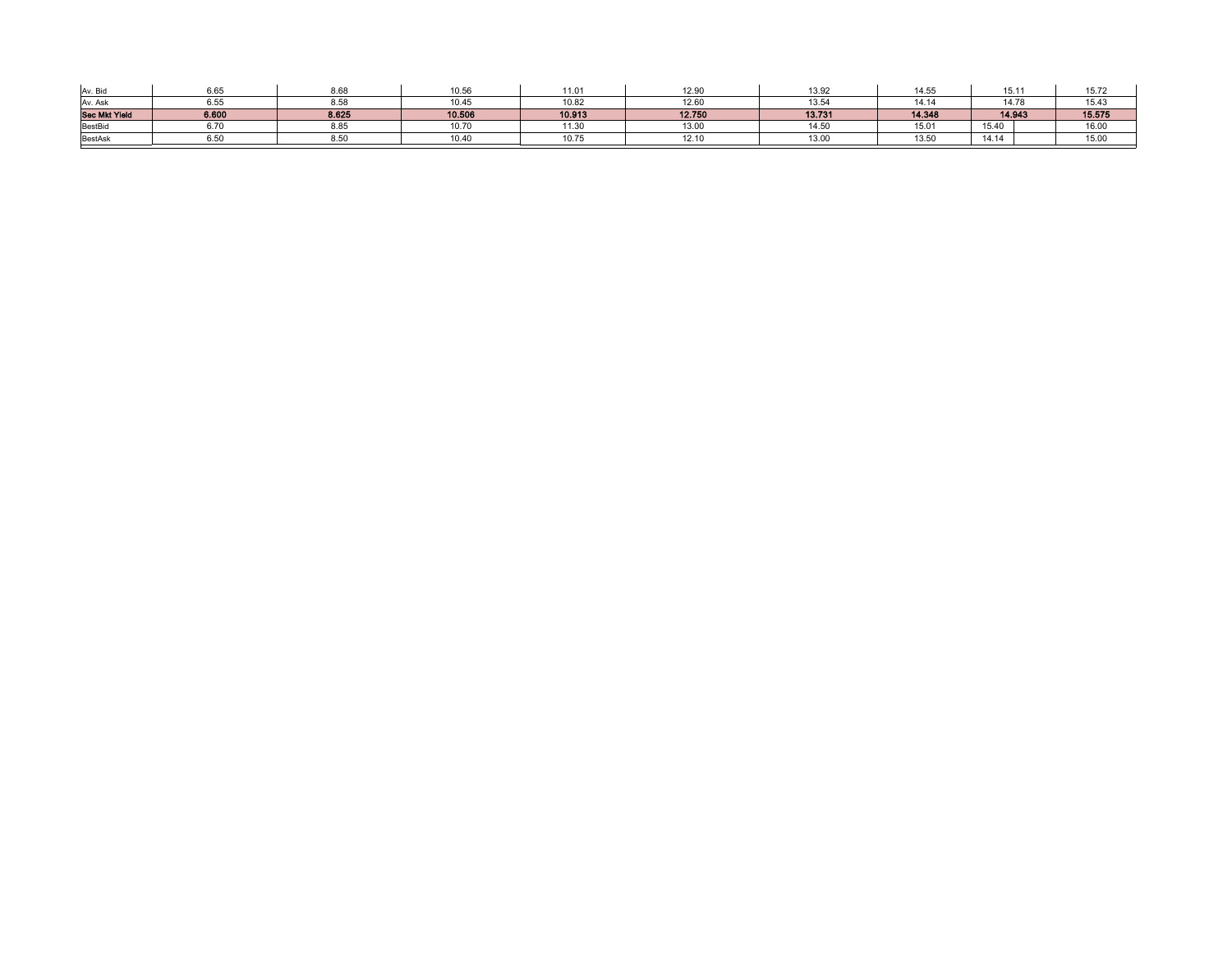| | | | | | | | | | |
|---|---|---|---|---|---|---|---|---|---|
| Av. Bid | 6.65 | 8.68 | 10.56 | 11.01 | 12.90 | 13.92 | 14.55 | 15.11 | 15.72 |
| Av. Ask | 6.55 | 8.58 | 10.45 | 10.82 | 12.60 | 13.54 | 14.14 | 14.78 | 15.43 |
| **Sec Mkt Yield** | **6.600** | **8.625** | **10.506** | **10.913** | **12.750** | **13.731** | **14.348** | **14.943** | **15.575** |
| BestBid | 6.70 | 8.85 | 10.70 | 11.30 | 13.00 | 14.50 | 15.01 | 15.40 | 16.00 |
| BestAsk | 6.50 | 8.50 | 10.40 | 10.75 | 12.10 | 13.00 | 13.50 | 14.14 | 15.00 |